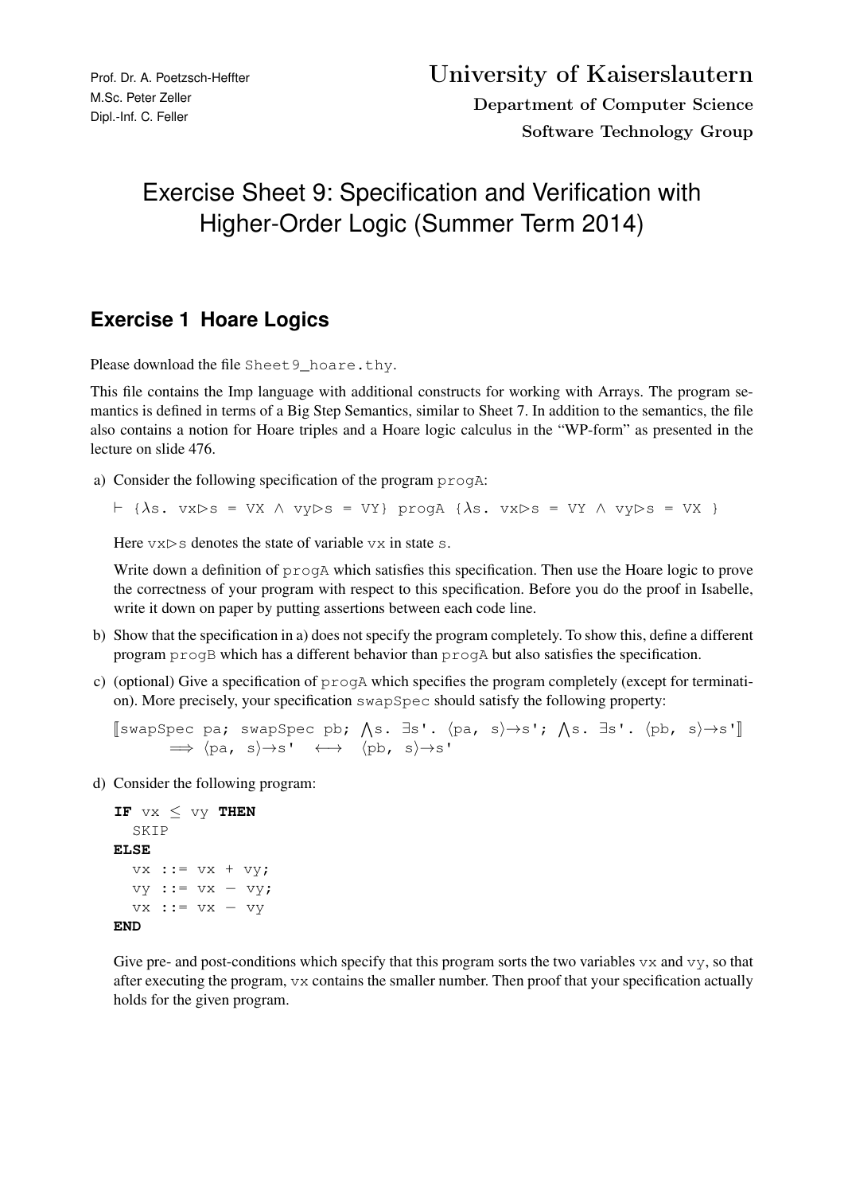Prof. Dr. A. Poetzsch-Heffter
M.Sc. Peter Zeller
Dipl.-Inf. C. Feller

**University of Kaiserslautern**
**Department of Computer Science**
**Software Technology Group**

# Exercise Sheet 9: Specification and Verification with Higher-Order Logic (Summer Term 2014)

## Exercise 1 Hoare Logics

Please download the file `Sheet9_hoare.thy`.

This file contains the Imp language with additional constructs for working with Arrays. The program semantics is defined in terms of a Big Step Semantics, similar to Sheet 7. In addition to the semantics, the file also contains a notion for Hoare triples and a Hoare logic calculus in the "WP-form" as presented in the lecture on slide 476.

a) Consider the following specification of the program `progA`:

```
⊢ {λs. vx▷s = VX ∧ vy▷s = VY} progA {λs. vx▷s = VY ∧ vy▷s = VX }
```

Here `vx▷s` denotes the state of variable `vx` in state `s`.

Write down a definition of `progA` which satisfies this specification. Then use the Hoare logic to prove the correctness of your program with respect to this specification. Before you do the proof in Isabelle, write it down on paper by putting assertions between each code line.

b) Show that the specification in a) does not specify the program completely. To show this, define a different program `progB` which has a different behavior than `progA` but also satisfies the specification.

c) (optional) Give a specification of `progA` which specifies the program completely (except for termination). More precisely, your specification `swapSpec` should satisfy the following property:

```
⟦swapSpec pa; swapSpec pb; ⋀s. ∃s'. ⟨pa, s⟩→s'; ⋀s. ∃s'. ⟨pb, s⟩→s'⟧
      ⟹ ⟨pa, s⟩→s'  ⟷  ⟨pb, s⟩→s'
```

d) Consider the following program:

```
IF vx ≤ vy THEN
  SKIP
ELSE
  vx ::= vx + vy;
  vy ::= vx − vy;
  vx ::= vx − vy
END
```

Give pre- and post-conditions which specify that this program sorts the two variables `vx` and `vy`, so that after executing the program, `vx` contains the smaller number. Then proof that your specification actually holds for the given program.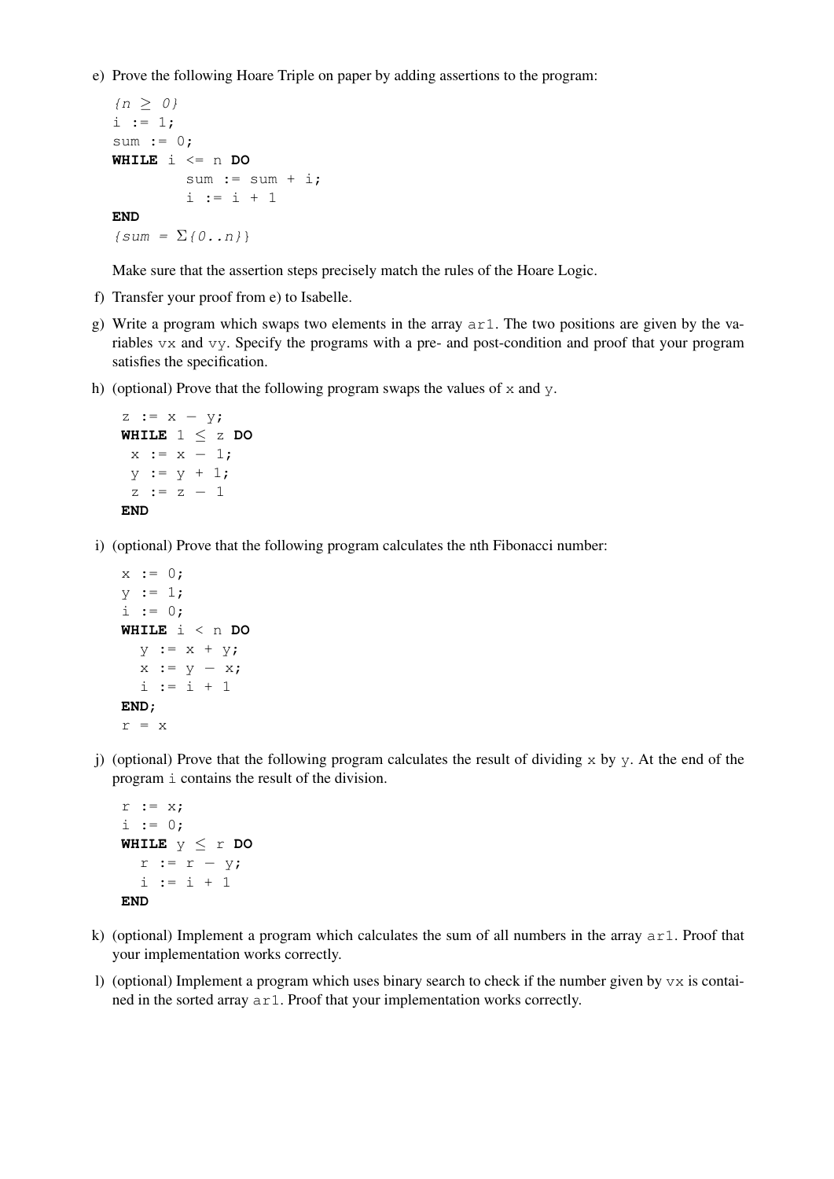e) Prove the following Hoare Triple on paper by adding assertions to the program:

```
{n ≥ 0}
i := 1;
sum := 0;
WHILE i <= n DO
        sum := sum + i;
        i := i + 1
END
{sum = Σ{0..n}}
```

Make sure that the assertion steps precisely match the rules of the Hoare Logic.

f) Transfer your proof from e) to Isabelle.

g) Write a program which swaps two elements in the array ar1. The two positions are given by the variables vx and vy. Specify the programs with a pre- and post-condition and proof that your program satisfies the specification.

h) (optional) Prove that the following program swaps the values of x and y.

```
z := x − y;
WHILE 1 ≤ z DO
 x := x − 1;
 y := y + 1;
 z := z − 1
END
```

i) (optional) Prove that the following program calculates the nth Fibonacci number:

```
x := 0;
y := 1;
i := 0;
WHILE i < n DO
  y := x + y;
  x := y − x;
  i := i + 1
END;
r = x
```

j) (optional) Prove that the following program calculates the result of dividing x by y. At the end of the program i contains the result of the division.

```
r := x;
i := 0;
WHILE y ≤ r DO
  r := r − y;
  i := i + 1
END
```

k) (optional) Implement a program which calculates the sum of all numbers in the array ar1. Proof that your implementation works correctly.

l) (optional) Implement a program which uses binary search to check if the number given by vx is contained in the sorted array ar1. Proof that your implementation works correctly.